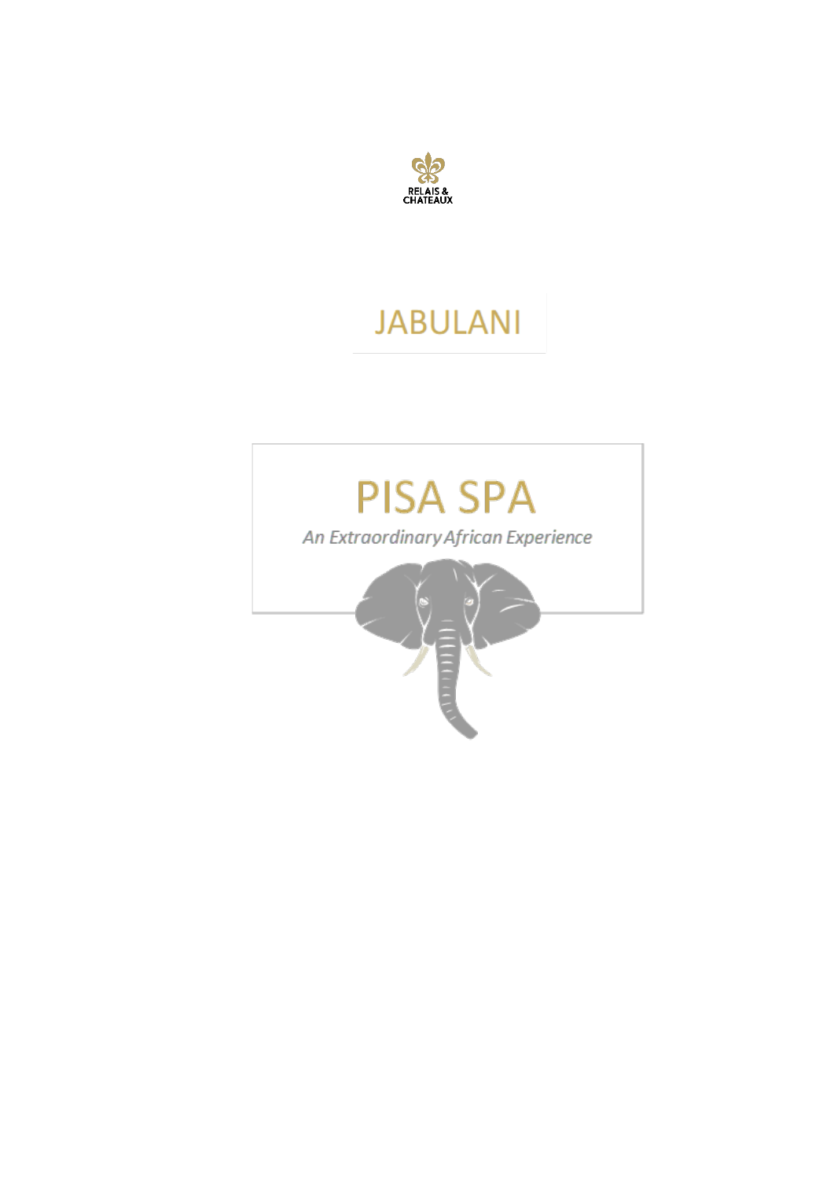RELAIS & CHATEAUX

# JABULANI

# PISA SPA

*An Extraordinary African Experience*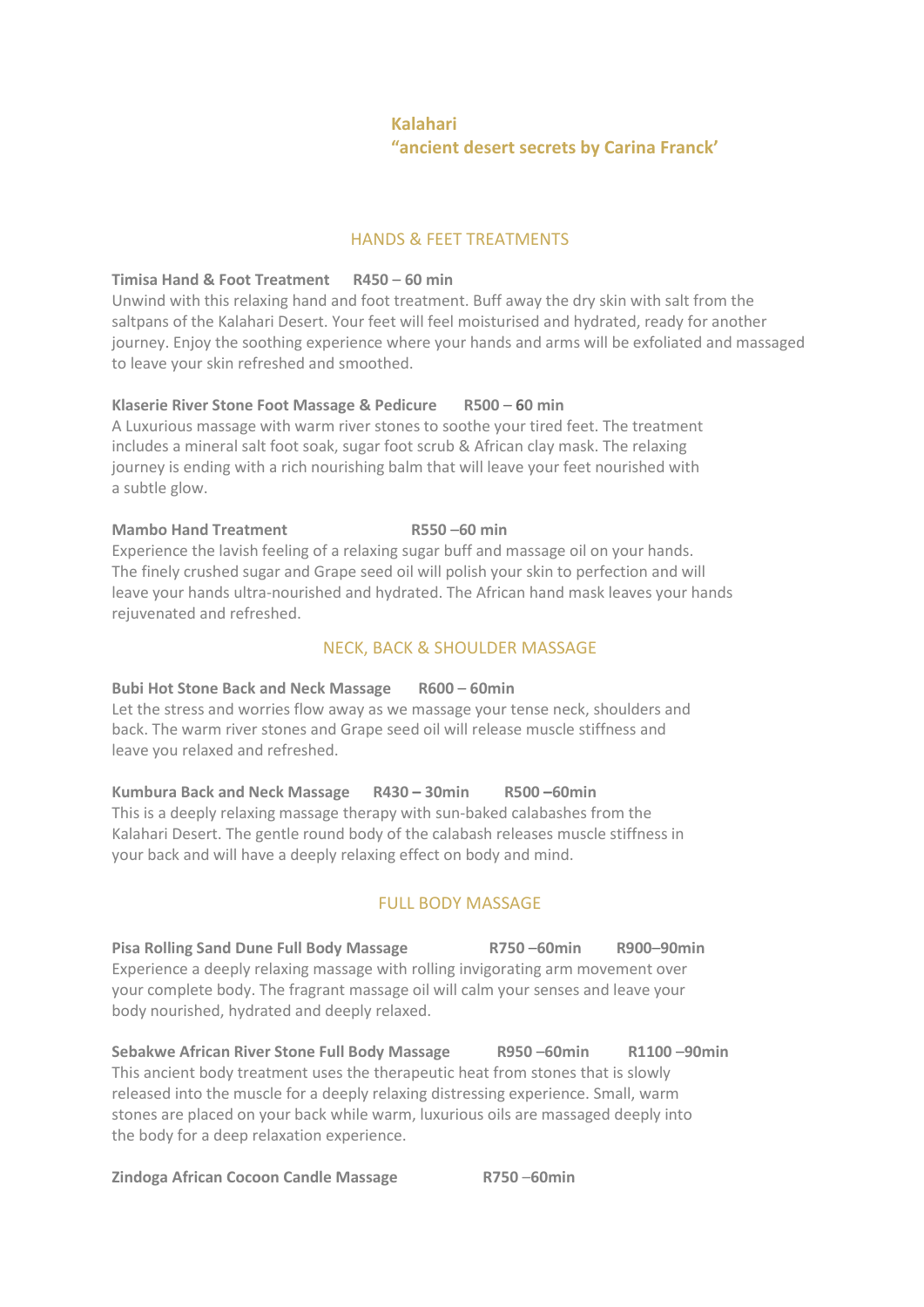**Kalahari**
**"ancient desert secrets by Carina Franck'**

## HANDS & FEET TREATMENTS

**Timisa Hand & Foot Treatment R450 – 60 min**
Unwind with this relaxing hand and foot treatment. Buff away the dry skin with salt from the saltpans of the Kalahari Desert. Your feet will feel moisturised and hydrated, ready for another journey. Enjoy the soothing experience where your hands and arms will be exfoliated and massaged to leave your skin refreshed and smoothed.

**Klaserie River Stone Foot Massage & Pedicure R500 – 60 min**
A Luxurious massage with warm river stones to soothe your tired feet. The treatment includes a mineral salt foot soak, sugar foot scrub & African clay mask. The relaxing journey is ending with a rich nourishing balm that will leave your feet nourished with a subtle glow.

**Mambo Hand Treatment R550 –60 min**
Experience the lavish feeling of a relaxing sugar buff and massage oil on your hands. The finely crushed sugar and Grape seed oil will polish your skin to perfection and will leave your hands ultra-nourished and hydrated. The African hand mask leaves your hands rejuvenated and refreshed.

## NECK, BACK & SHOULDER MASSAGE

**Bubi Hot Stone Back and Neck Massage R600 – 60min**
Let the stress and worries flow away as we massage your tense neck, shoulders and back. The warm river stones and Grape seed oil will release muscle stiffness and leave you relaxed and refreshed.

**Kumbura Back and Neck Massage R430 – 30min R500 –60min**
This is a deeply relaxing massage therapy with sun-baked calabashes from the Kalahari Desert. The gentle round body of the calabash releases muscle stiffness in your back and will have a deeply relaxing effect on body and mind.

## FULL BODY MASSAGE

**Pisa Rolling Sand Dune Full Body Massage R750 –60min R900–90min**
Experience a deeply relaxing massage with rolling invigorating arm movement over your complete body. The fragrant massage oil will calm your senses and leave your body nourished, hydrated and deeply relaxed.

**Sebakwe African River Stone Full Body Massage R950 –60min R1100 –90min**
This ancient body treatment uses the therapeutic heat from stones that is slowly released into the muscle for a deeply relaxing distressing experience. Small, warm stones are placed on your back while warm, luxurious oils are massaged deeply into the body for a deep relaxation experience.

**Zindoga African Cocoon Candle Massage R750 –60min**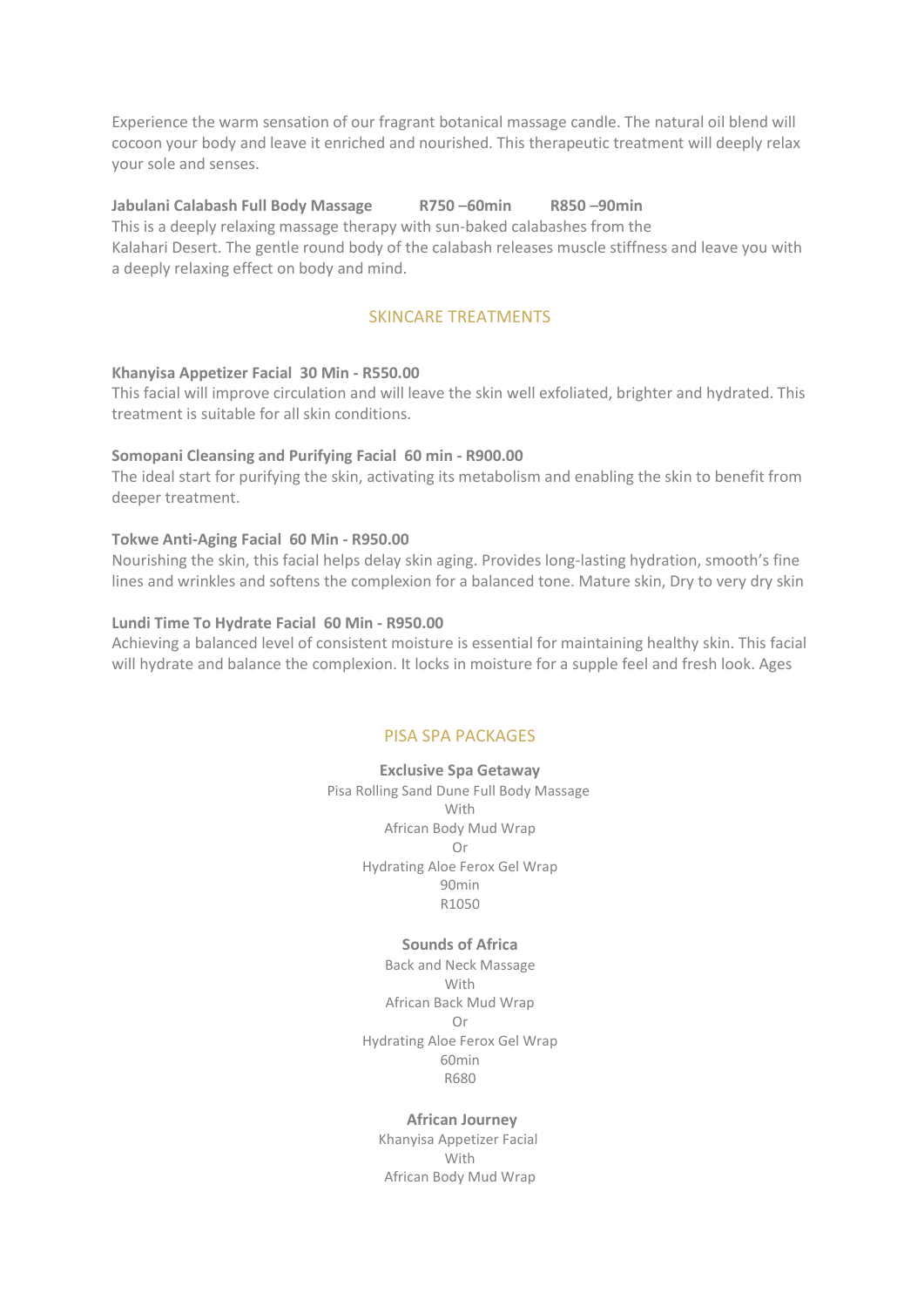Experience the warm sensation of our fragrant botanical massage candle. The natural oil blend will cocoon your body and leave it enriched and nourished. This therapeutic treatment will deeply relax your sole and senses.

**Jabulani Calabash Full Body Massage R750 –60min R850 –90min**
This is a deeply relaxing massage therapy with sun-baked calabashes from the Kalahari Desert. The gentle round body of the calabash releases muscle stiffness and leave you with a deeply relaxing effect on body and mind.

## SKINCARE TREATMENTS

**Khanyisa Appetizer Facial 30 Min - R550.00**
This facial will improve circulation and will leave the skin well exfoliated, brighter and hydrated. This treatment is suitable for all skin conditions.

**Somopani Cleansing and Purifying Facial 60 min - R900.00**
The ideal start for purifying the skin, activating its metabolism and enabling the skin to benefit from deeper treatment.

**Tokwe Anti-Aging Facial 60 Min - R950.00**
Nourishing the skin, this facial helps delay skin aging. Provides long-lasting hydration, smooth's fine lines and wrinkles and softens the complexion for a balanced tone. Mature skin, Dry to very dry skin

**Lundi Time To Hydrate Facial 60 Min - R950.00**
Achieving a balanced level of consistent moisture is essential for maintaining healthy skin. This facial will hydrate and balance the complexion. It locks in moisture for a supple feel and fresh look. Ages

## PISA SPA PACKAGES

**Exclusive Spa Getaway**
Pisa Rolling Sand Dune Full Body Massage
With
African Body Mud Wrap
Or
Hydrating Aloe Ferox Gel Wrap
90min
R1050

**Sounds of Africa**
Back and Neck Massage
With
African Back Mud Wrap
Or
Hydrating Aloe Ferox Gel Wrap
60min
R680

**African Journey**
Khanyisa Appetizer Facial
With
African Body Mud Wrap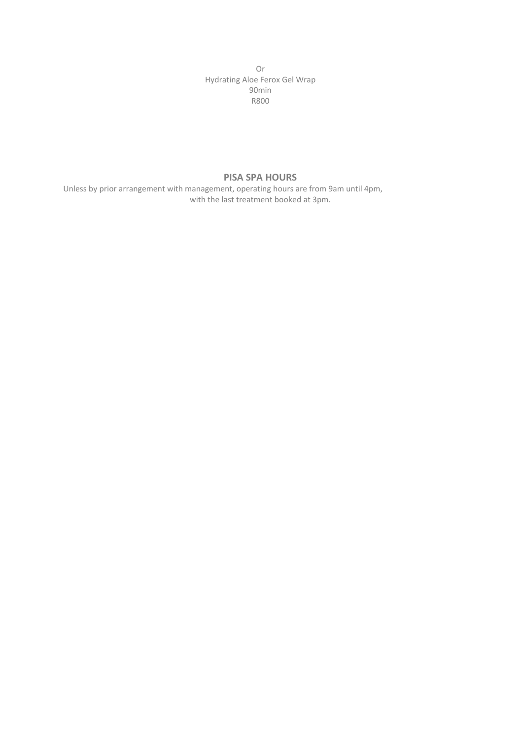Or
Hydrating Aloe Ferox Gel Wrap
90min
R800

## PISA SPA HOURS

Unless by prior arrangement with management, operating hours are from 9am until 4pm, with the last treatment booked at 3pm.